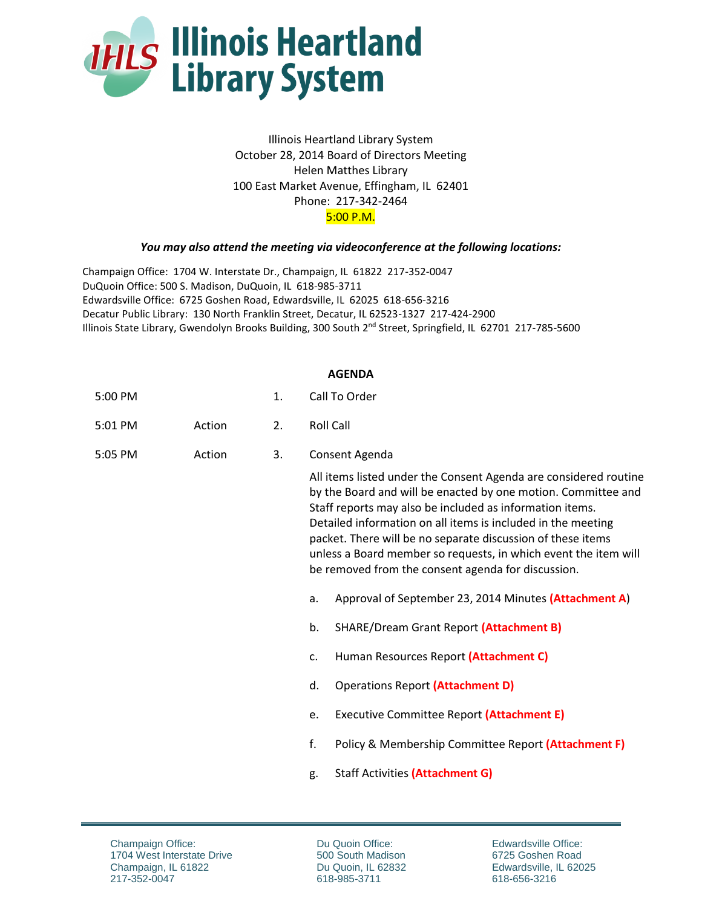# Illinois Heartland Library System

Illinois Heartland Library System
October 28, 2014 Board of Directors Meeting
Helen Matthes Library
100 East Market Avenue, Effingham, IL 62401
Phone: 217-342-2464
5:00 P.M.

***You may also attend the meeting via videoconference at the following locations:***

Champaign Office: 1704 W. Interstate Dr., Champaign, IL 61822 217-352-0047
DuQuoin Office: 500 S. Madison, DuQuoin, IL 618-985-3711
Edwardsville Office: 6725 Goshen Road, Edwardsville, IL 62025 618-656-3216
Decatur Public Library: 130 North Franklin Street, Decatur, IL 62523-1327 217-424-2900
Illinois State Library, Gwendolyn Brooks Building, 300 South 2nd Street, Springfield, IL 62701 217-785-5600

**AGENDA**

| | | | |
|---|---|---|---|
| 5:00 PM | | 1. | Call To Order |
| 5:01 PM | Action | 2. | Roll Call |
| 5:05 PM | Action | 3. | Consent Agenda |

All items listed under the Consent Agenda are considered routine by the Board and will be enacted by one motion. Committee and Staff reports may also be included as information items. Detailed information on all items is included in the meeting packet. There will be no separate discussion of these items unless a Board member so requests, in which event the item will be removed from the consent agenda for discussion.

a. Approval of September 23, 2014 Minutes **(Attachment A)**

b. SHARE/Dream Grant Report **(Attachment B)**

c. Human Resources Report **(Attachment C)**

d. Operations Report **(Attachment D)**

e. Executive Committee Report **(Attachment E)**

f. Policy & Membership Committee Report **(Attachment F)**

g. Staff Activities **(Attachment G)**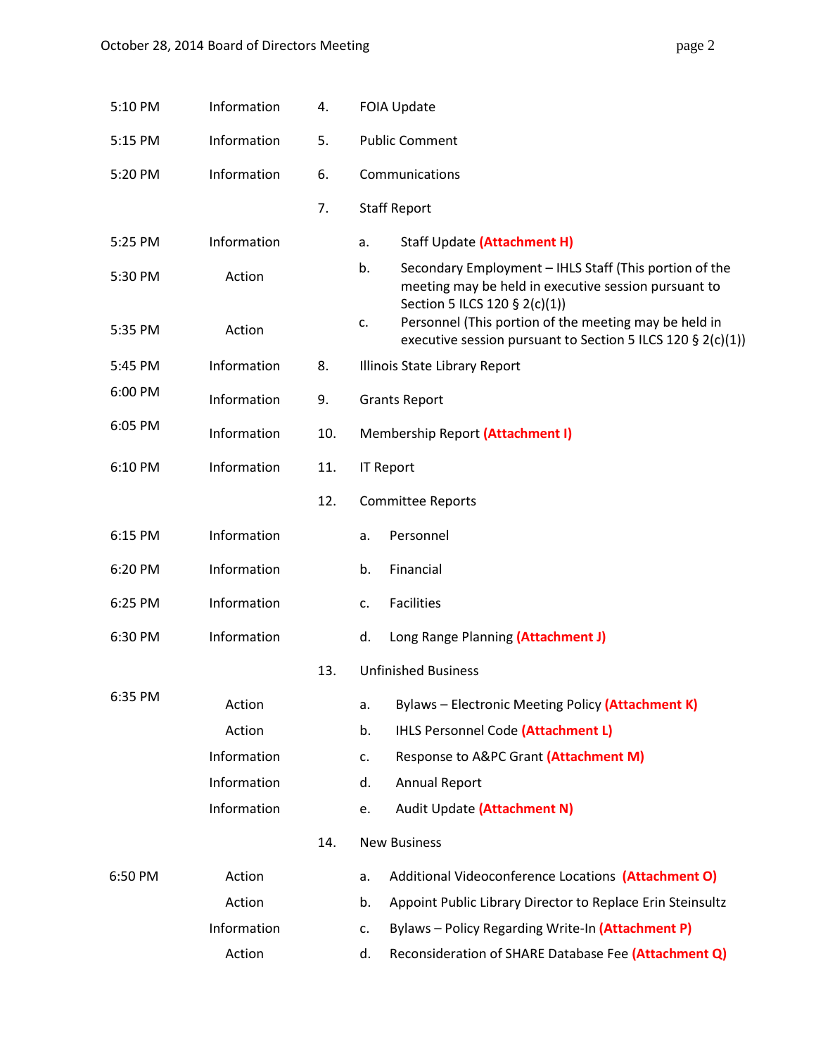| Time | Type | No. | Item |
|---|---|---|---|
| 5:10 PM | Information | 4. | FOIA Update |
| 5:15 PM | Information | 5. | Public Comment |
| 5:20 PM | Information | 6. | Communications |
| | | 7. | Staff Report |
| 5:25 PM | Information | | a. Staff Update **(Attachment H)** |
| 5:30 PM | Action | | b. Secondary Employment – IHLS Staff (This portion of the meeting may be held in executive session pursuant to Section 5 ILCS 120 § 2(c)(1)) |
| 5:35 PM | Action | | c. Personnel (This portion of the meeting may be held in executive session pursuant to Section 5 ILCS 120 § 2(c)(1)) |
| 5:45 PM | Information | 8. | Illinois State Library Report |
| 6:00 PM | Information | 9. | Grants Report |
| 6:05 PM | Information | 10. | Membership Report **(Attachment I)** |
| 6:10 PM | Information | 11. | IT Report |
| | | 12. | Committee Reports |
| 6:15 PM | Information | | a. Personnel |
| 6:20 PM | Information | | b. Financial |
| 6:25 PM | Information | | c. Facilities |
| 6:30 PM | Information | | d. Long Range Planning **(Attachment J)** |
| | | 13. | Unfinished Business |
| 6:35 PM | Action | | a. Bylaws – Electronic Meeting Policy **(Attachment K)** |
| | Action | | b. IHLS Personnel Code **(Attachment L)** |
| | Information | | c. Response to A&PC Grant **(Attachment M)** |
| | Information | | d. Annual Report |
| | Information | | e. Audit Update **(Attachment N)** |
| | | 14. | New Business |
| 6:50 PM | Action | | a. Additional Videoconference Locations **(Attachment O)** |
| | Action | | b. Appoint Public Library Director to Replace Erin Steinsultz |
| | Information | | c. Bylaws – Policy Regarding Write-In **(Attachment P)** |
| | Action | | d. Reconsideration of SHARE Database Fee **(Attachment Q)** |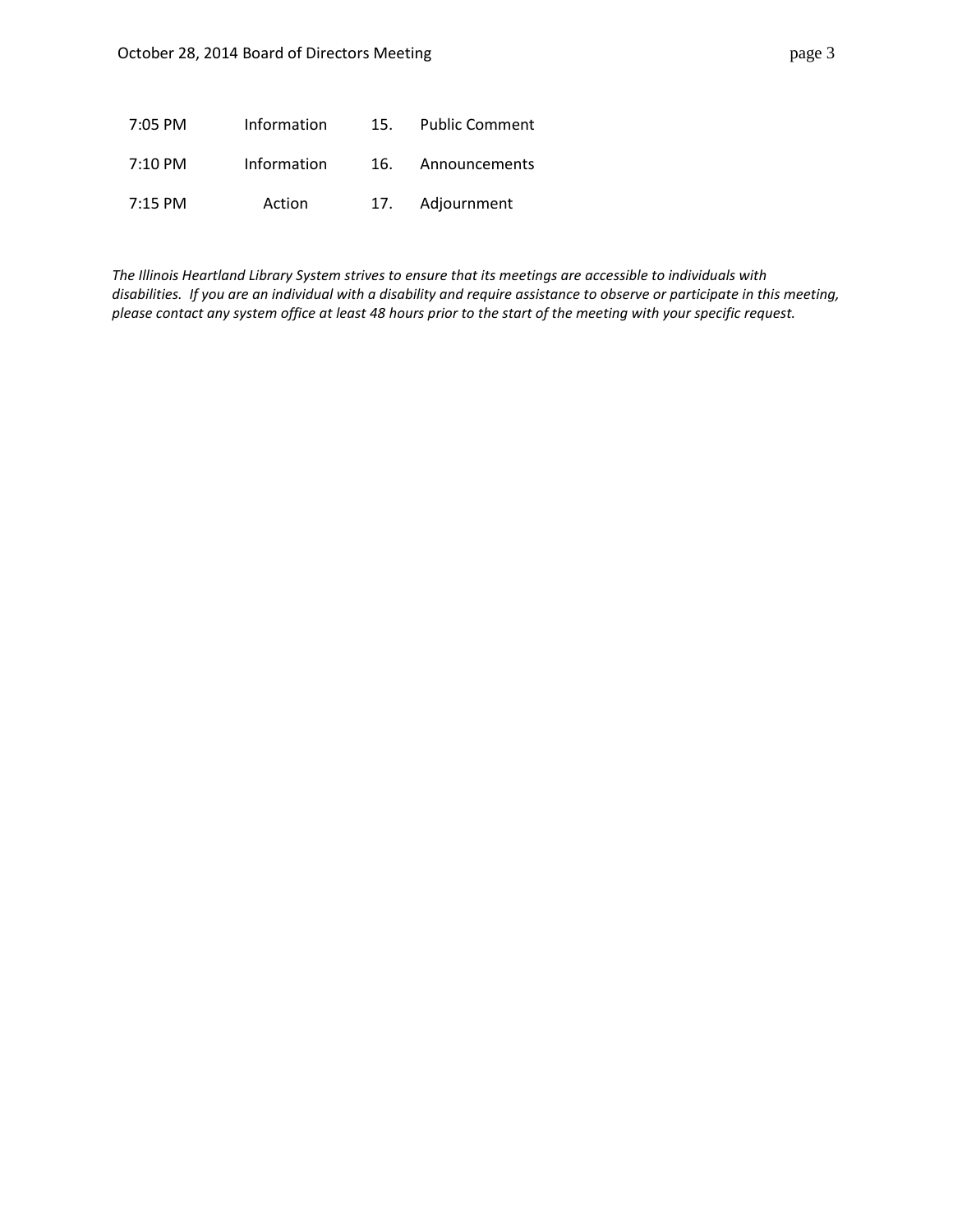| | | | |
|---|---|---|---|
| 7:05 PM | Information | 15. | Public Comment |
| 7:10 PM | Information | 16. | Announcements |
| 7:15 PM | Action | 17. | Adjournment |

*The Illinois Heartland Library System strives to ensure that its meetings are accessible to individuals with disabilities. If you are an individual with a disability and require assistance to observe or participate in this meeting, please contact any system office at least 48 hours prior to the start of the meeting with your specific request.*